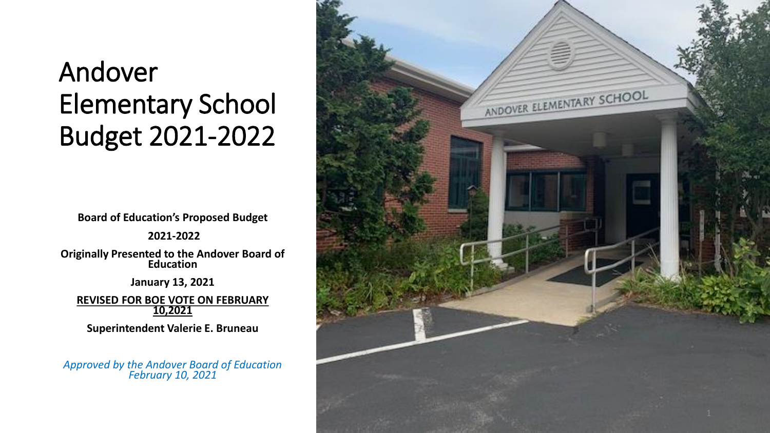# Andover Elementary School Budget 2021-2022

**Board of Education's Proposed Budget**

**2021-2022**

**Originally Presented to the Andover Board of Education**

**January 13, 2021**

**REVISED FOR BOE VOTE ON FEBRUARY 10,2021**

**Superintendent Valerie E. Bruneau**

*Approved by the Andover Board of Education February 10, 2021*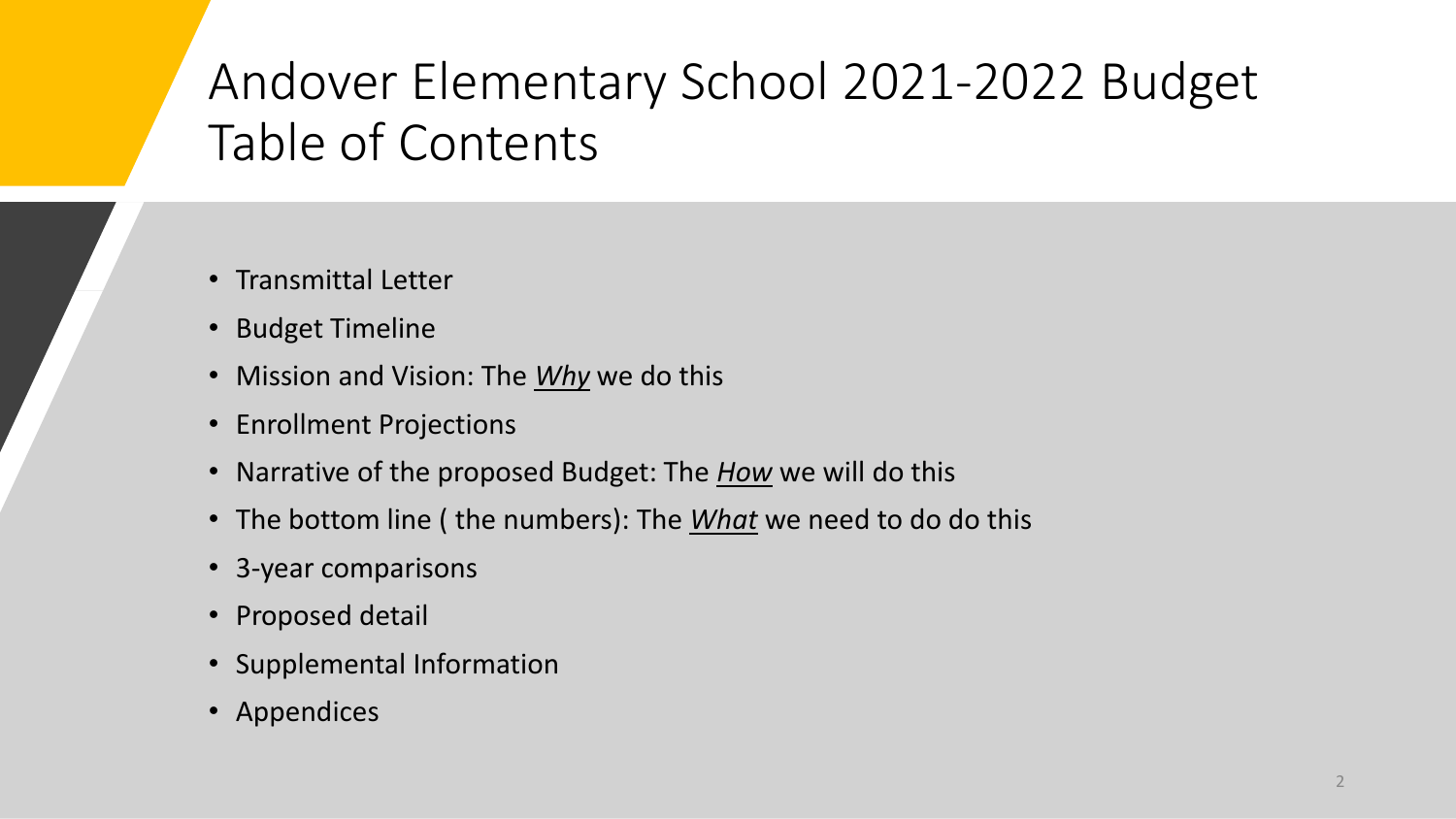# Andover Elementary School 2021-2022 Budget Table of Contents

- Transmittal Letter
- Budget Timeline
- Mission and Vision: The ***Why*** we do this
- Enrollment Projections
- Narrative of the proposed Budget: The ***How*** we will do this
- The bottom line ( the numbers): The ***What*** we need to do do this
- 3-year comparisons
- Proposed detail
- Supplemental Information
- Appendices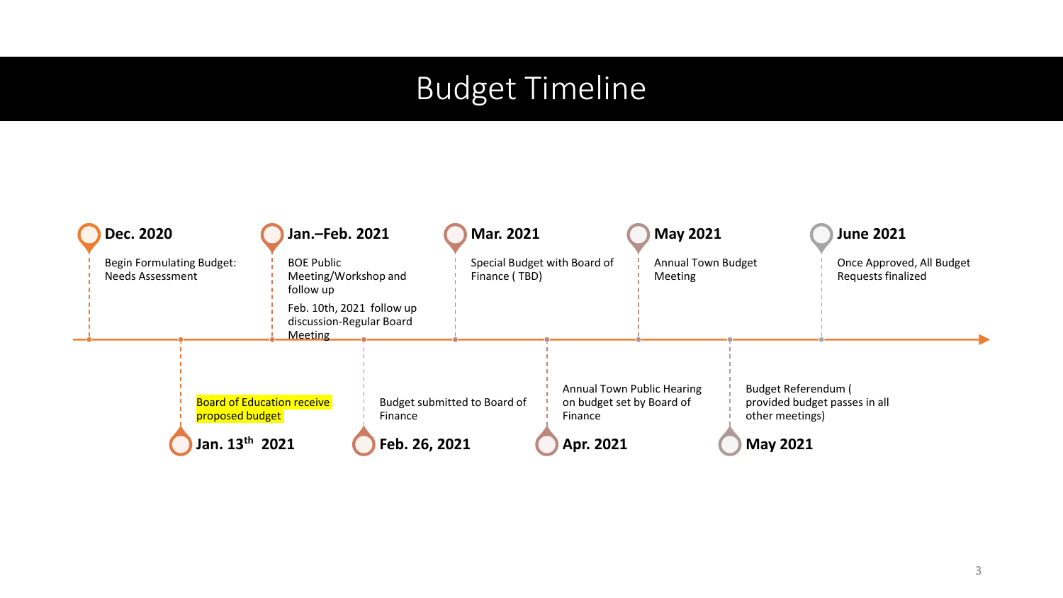# Budget Timeline

**Dec. 2020**
Begin Formulating Budget: Needs Assessment

**Jan. 13th 2021**
Board of Education receive proposed budget

**Jan.–Feb. 2021**
BOE Public Meeting/Workshop and follow up

Feb. 10th, 2021 follow up discussion-Regular Board Meeting

**Feb. 26, 2021**
Budget submitted to Board of Finance

**Mar. 2021**
Special Budget with Board of Finance ( TBD)

**Apr. 2021**
Annual Town Public Hearing on budget set by Board of Finance

**May 2021**
Annual Town Budget Meeting

**May 2021**
Budget Referendum ( provided budget passes in all other meetings)

**June 2021**
Once Approved, All Budget Requests finalized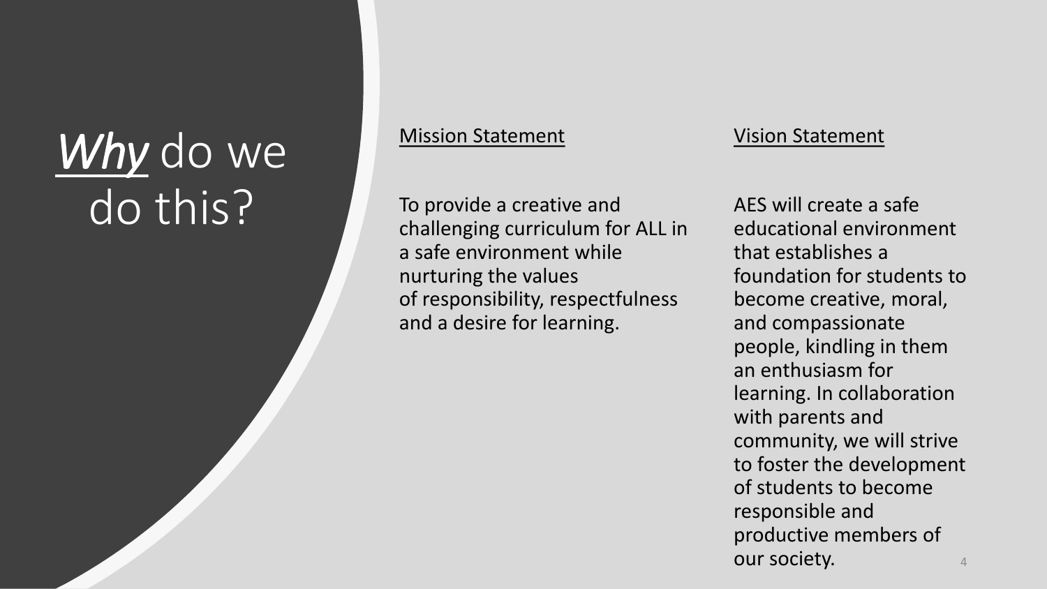# *Why* do we do this?

## Mission Statement

To provide a creative and challenging curriculum for ALL in a safe environment while nurturing the values of responsibility, respectfulness and a desire for learning.

## Vision Statement

AES will create a safe educational environment that establishes a foundation for students to become creative, moral, and compassionate people, kindling in them an enthusiasm for learning. In collaboration with parents and community, we will strive to foster the development of students to become responsible and productive members of our society.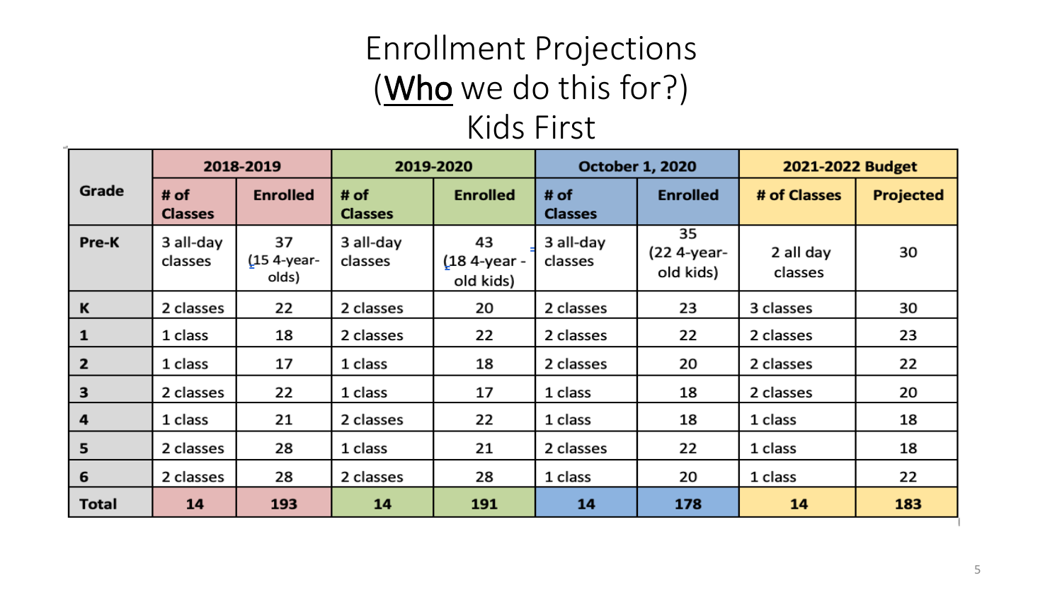# Enrollment Projections
## (Who we do this for?)
## Kids First

| Grade | 2018-2019 | | 2019-2020 | | October 1, 2020 | | 2021-2022 Budget | |
|---|---|---|---|---|---|---|---|---|
| | # of Classes | Enrolled | # of Classes | Enrolled | # of Classes | Enrolled | # of Classes | Projected |
| Pre-K | 3 all-day classes | 37 (15 4-year-olds) | 3 all-day classes | 43 (18 4-year - old kids) | 3 all-day classes | 35 (22 4-year-old kids) | 2 all day classes | 30 |
| K | 2 classes | 22 | 2 classes | 20 | 2 classes | 23 | 3 classes | 30 |
| 1 | 1 class | 18 | 2 classes | 22 | 2 classes | 22 | 2 classes | 23 |
| 2 | 1 class | 17 | 1 class | 18 | 2 classes | 20 | 2 classes | 22 |
| 3 | 2 classes | 22 | 1 class | 17 | 1 class | 18 | 2 classes | 20 |
| 4 | 1 class | 21 | 2 classes | 22 | 1 class | 18 | 1 class | 18 |
| 5 | 2 classes | 28 | 1 class | 21 | 2 classes | 22 | 1 class | 18 |
| 6 | 2 classes | 28 | 2 classes | 28 | 1 class | 20 | 1 class | 22 |
| **Total** | **14** | **193** | **14** | **191** | **14** | **178** | **14** | **183** |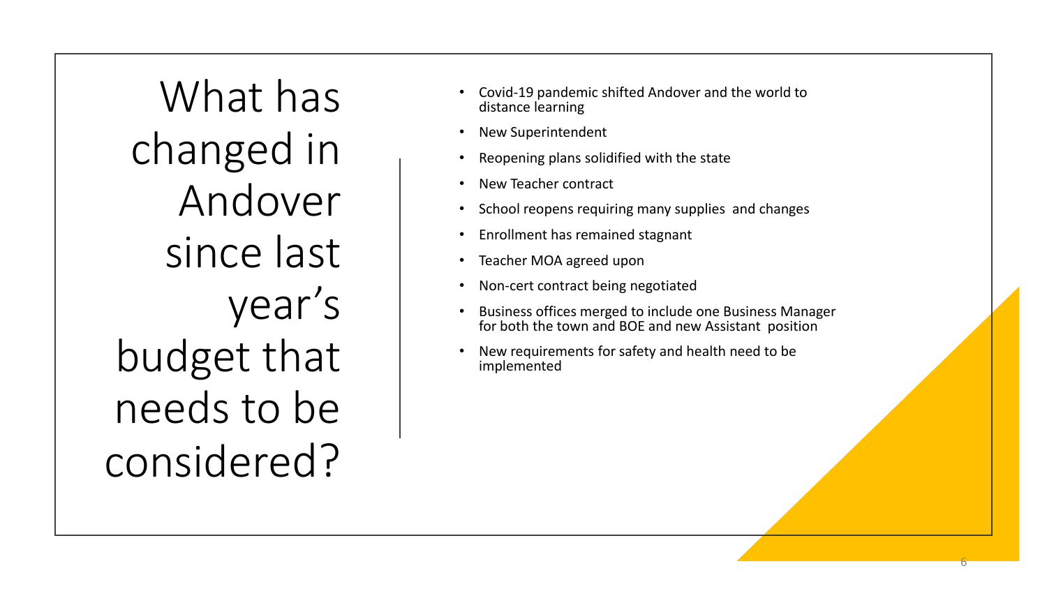# What has changed in Andover since last year's budget that needs to be considered?

- Covid-19 pandemic shifted Andover and the world to distance learning
- New Superintendent
- Reopening plans solidified with the state
- New Teacher contract
- School reopens requiring many supplies and changes
- Enrollment has remained stagnant
- Teacher MOA agreed upon
- Non-cert contract being negotiated
- Business offices merged to include one Business Manager for both the town and BOE and new Assistant position
- New requirements for safety and health need to be implemented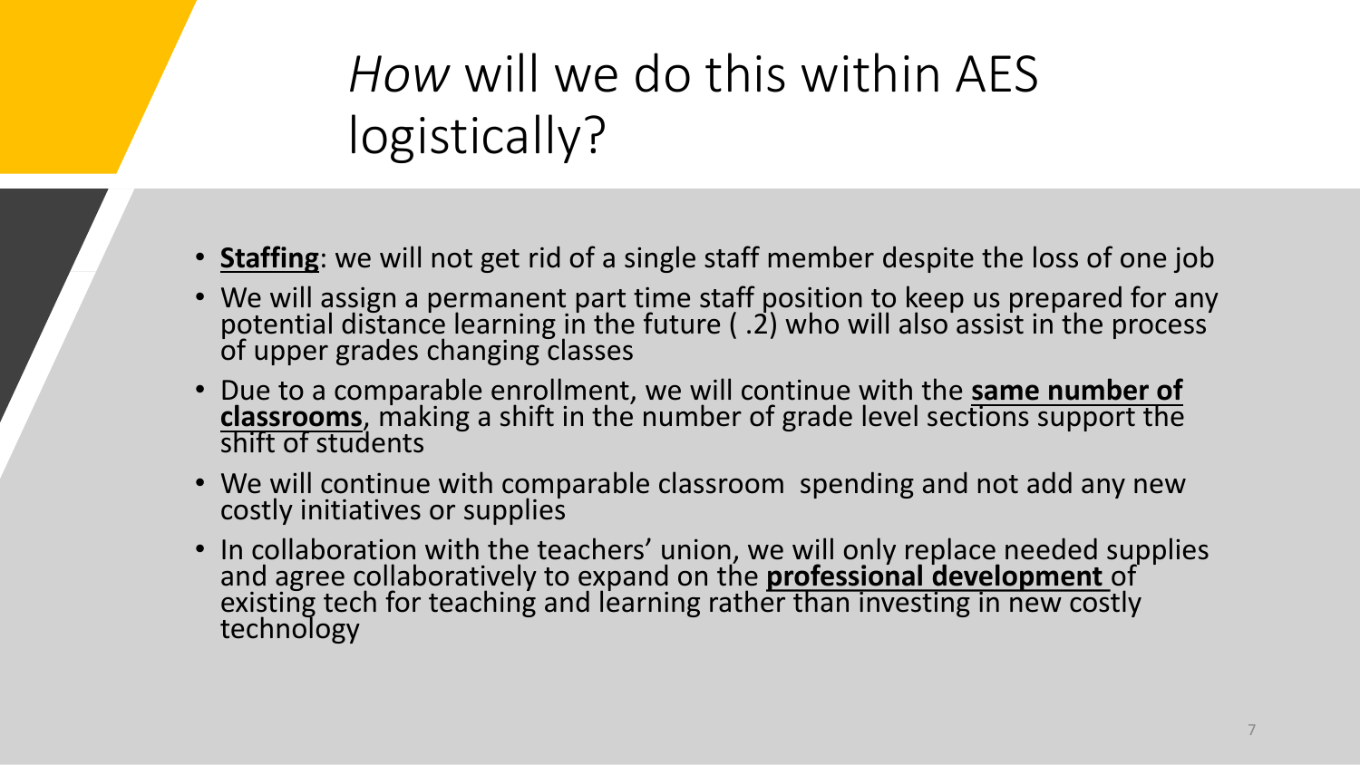# *How* will we do this within AES logistically?

- **Staffing**: we will not get rid of a single staff member despite the loss of one job
- We will assign a permanent part time staff position to keep us prepared for any potential distance learning in the future ( .2) who will also assist in the process of upper grades changing classes
- Due to a comparable enrollment, we will continue with the **same number of classrooms**, making a shift in the number of grade level sections support the shift of students
- We will continue with comparable classroom spending and not add any new costly initiatives or supplies
- In collaboration with the teachers' union, we will only replace needed supplies and agree collaboratively to expand on the **professional development** of existing tech for teaching and learning rather than investing in new costly technology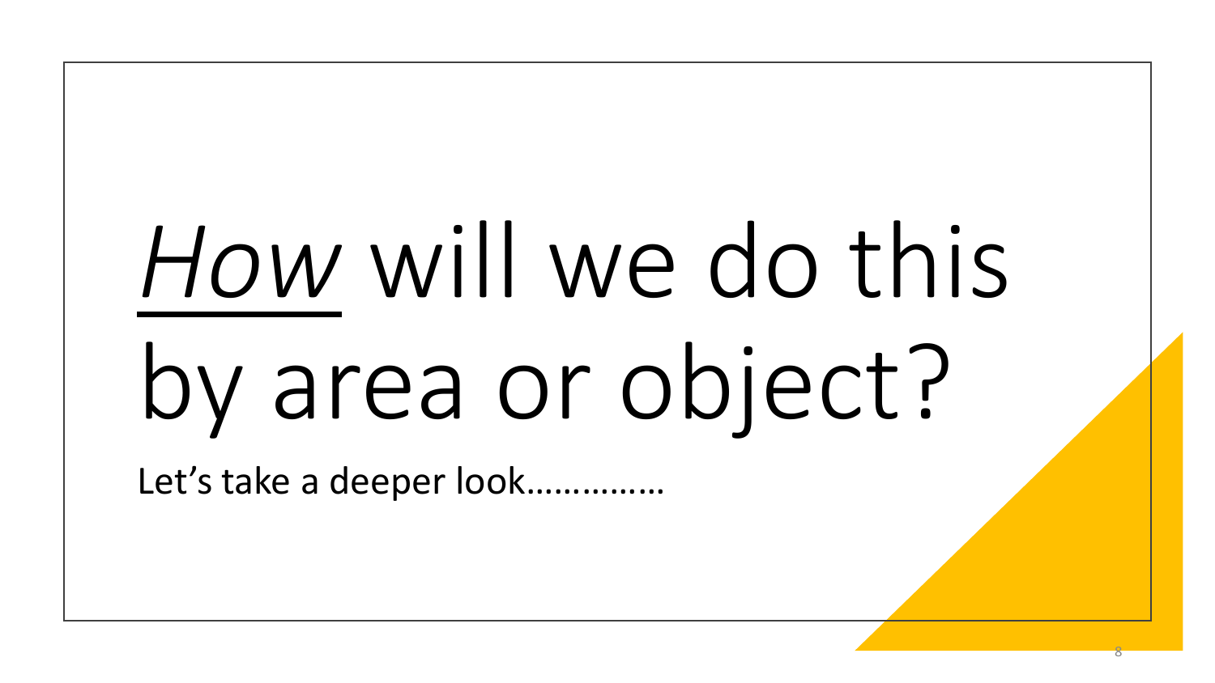# *<u>How</u>* will we do this by area or object?

Let's take a deeper look……………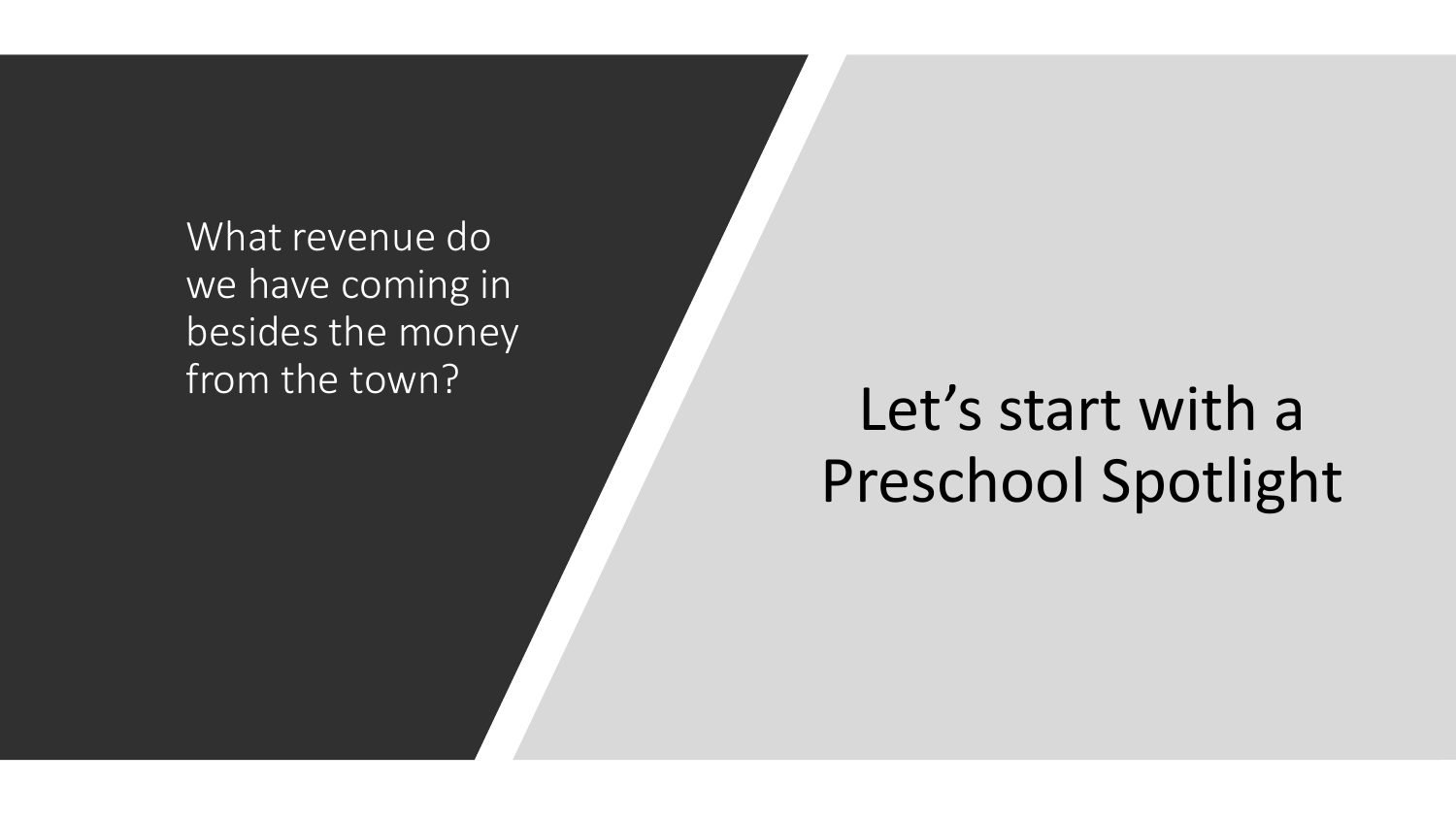What revenue do we have coming in besides the money from the town?

# Let's start with a Preschool Spotlight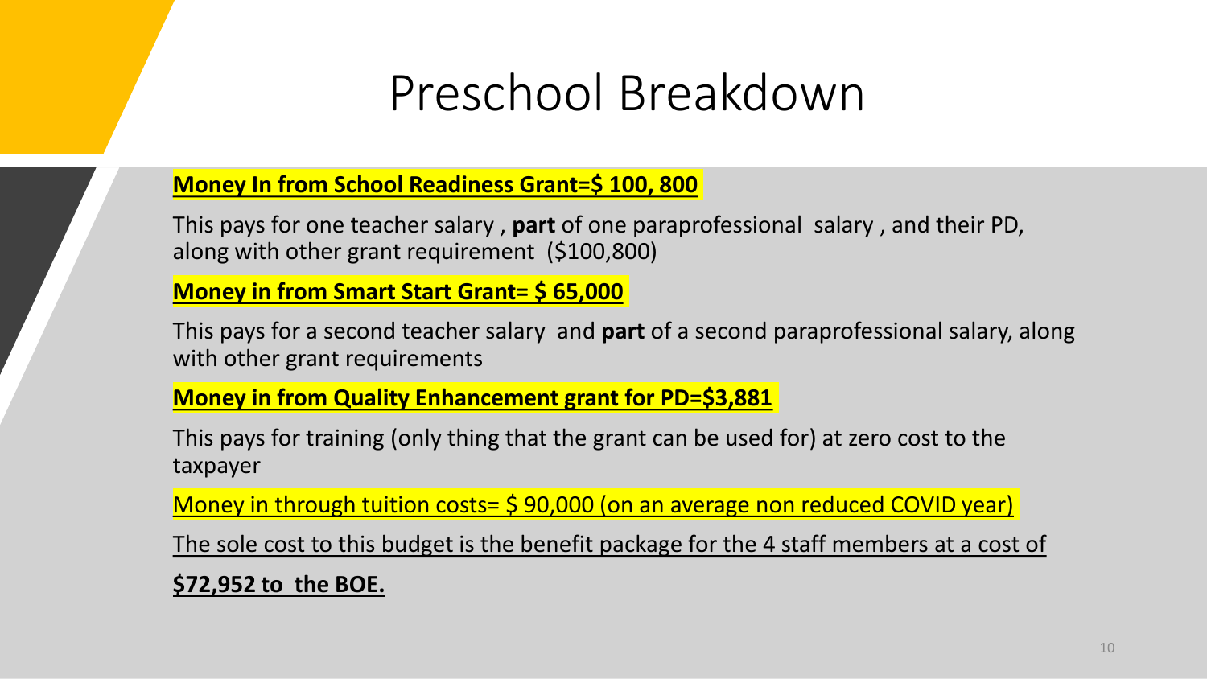# Preschool Breakdown

**Money In from School Readiness Grant=$ 100, 800**

This pays for one teacher salary , **part** of one paraprofessional salary , and their PD, along with other grant requirement ($100,800)

**Money in from Smart Start Grant= $ 65,000**

This pays for a second teacher salary and **part** of a second paraprofessional salary, along with other grant requirements

**Money in from Quality Enhancement grant for PD=$3,881**

This pays for training (only thing that the grant can be used for) at zero cost to the taxpayer

Money in through tuition costs= $ 90,000 (on an average non reduced COVID year)

The sole cost to this budget is the benefit package for the 4 staff members at a cost of

**$72,952 to the BOE.**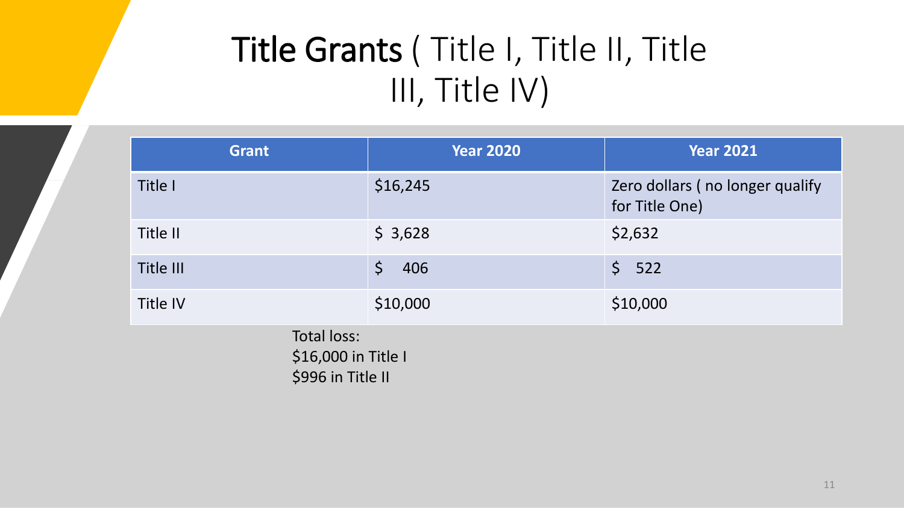# **Title Grants** ( Title I, Title II, Title III, Title IV)

| Grant | Year 2020 | Year 2021 |
|---|---|---|
| Title I | $16,245 | Zero dollars ( no longer qualify for Title One) |
| Title II | $ 3,628 | $2,632 |
| Title III | $ 406 | $ 522 |
| Title IV | $10,000 | $10,000 |

Total loss:
$16,000 in Title I
$996 in Title II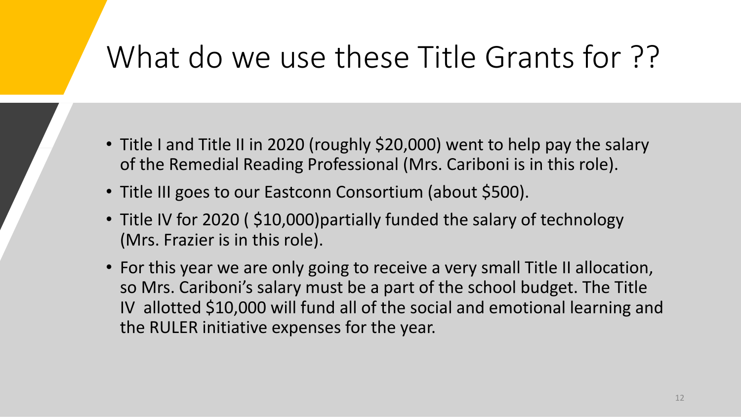# What do we use these Title Grants for ??

- Title I and Title II in 2020 (roughly $20,000) went to help pay the salary of the Remedial Reading Professional (Mrs. Cariboni is in this role).
- Title III goes to our Eastconn Consortium (about $500).
- Title IV for 2020 ( $10,000)partially funded the salary of technology (Mrs. Frazier is in this role).
- For this year we are only going to receive a very small Title II allocation, so Mrs. Cariboni's salary must be a part of the school budget. The Title IV allotted $10,000 will fund all of the social and emotional learning and the RULER initiative expenses for the year.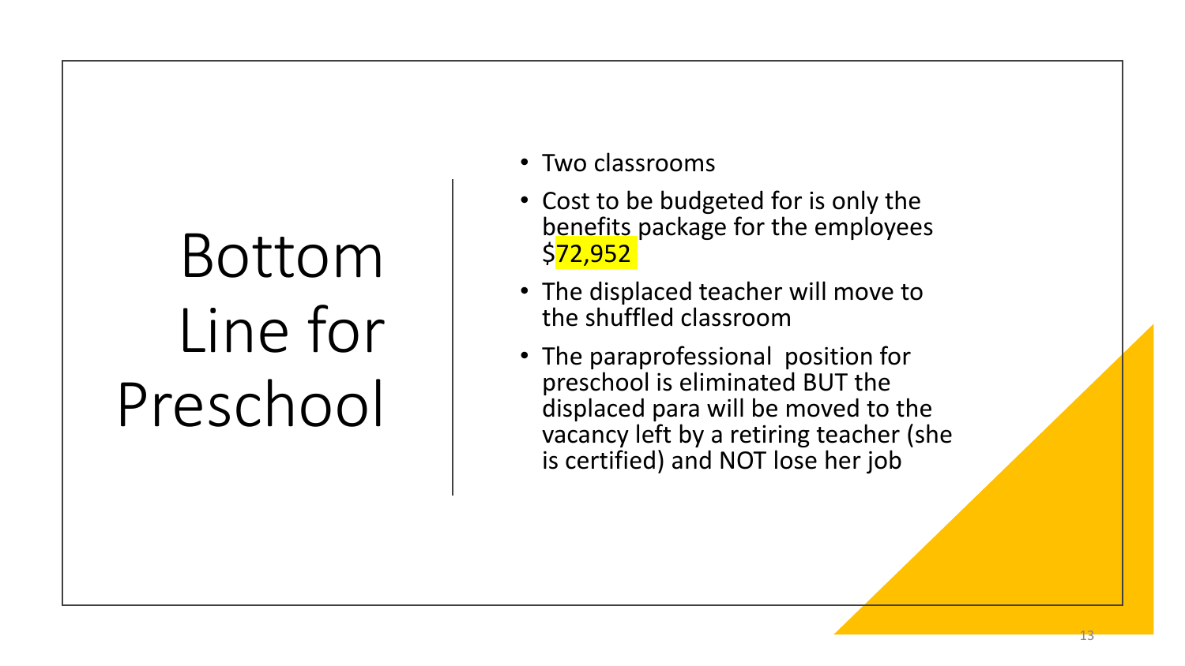# Bottom Line for Preschool

- Two classrooms
- Cost to be budgeted for is only the benefits package for the employees $72,952
- The displaced teacher will move to the shuffled classroom
- The paraprofessional position for preschool is eliminated BUT the displaced para will be moved to the vacancy left by a retiring teacher (she is certified) and NOT lose her job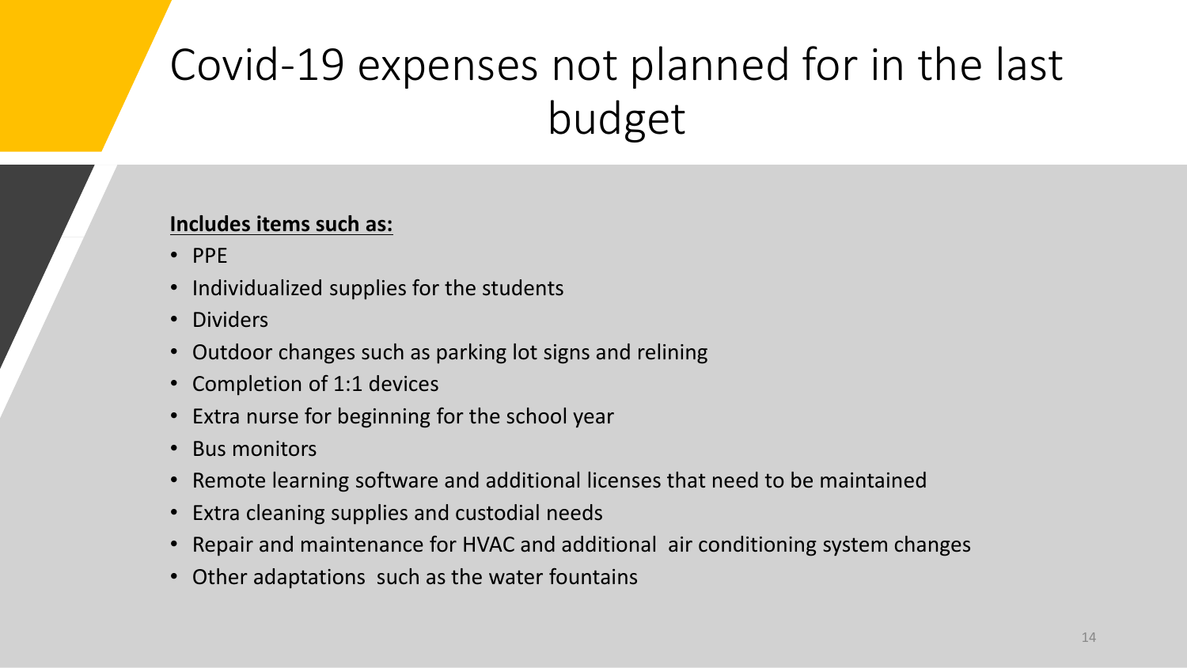# Covid-19 expenses not planned for in the last budget

**Includes items such as:**

- PPE
- Individualized supplies for the students
- Dividers
- Outdoor changes such as parking lot signs and relining
- Completion of 1:1 devices
- Extra nurse for beginning for the school year
- Bus monitors
- Remote learning software and additional licenses that need to be maintained
- Extra cleaning supplies and custodial needs
- Repair and maintenance for HVAC and additional air conditioning system changes
- Other adaptations such as the water fountains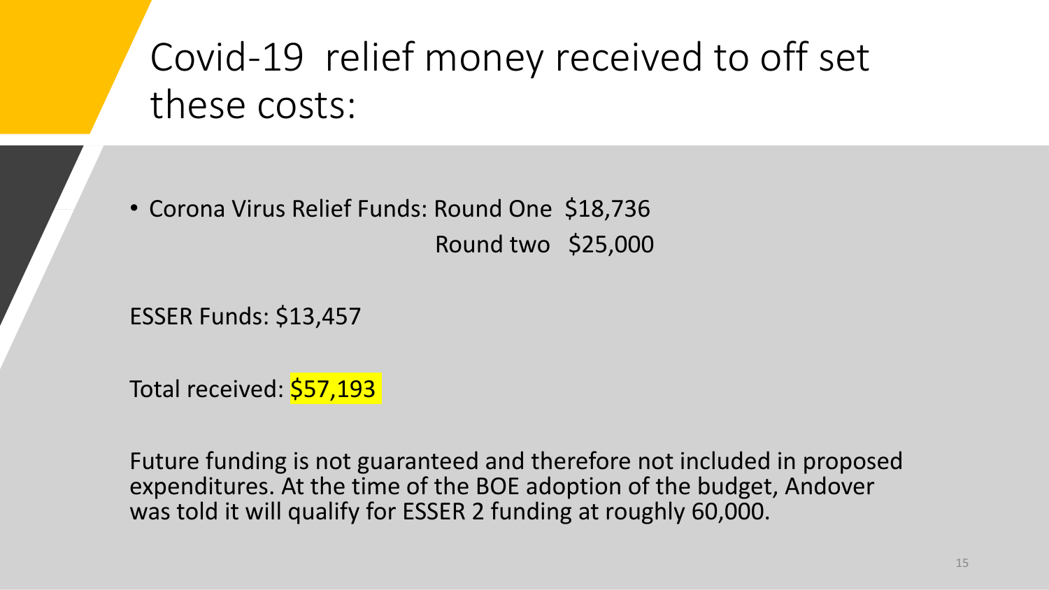# Covid-19 relief money received to off set these costs:

- Corona Virus Relief Funds: Round One $18,736
  Round two $25,000

ESSER Funds: $13,457

Total received: $57,193

Future funding is not guaranteed and therefore not included in proposed expenditures. At the time of the BOE adoption of the budget, Andover was told it will qualify for ESSER 2 funding at roughly 60,000.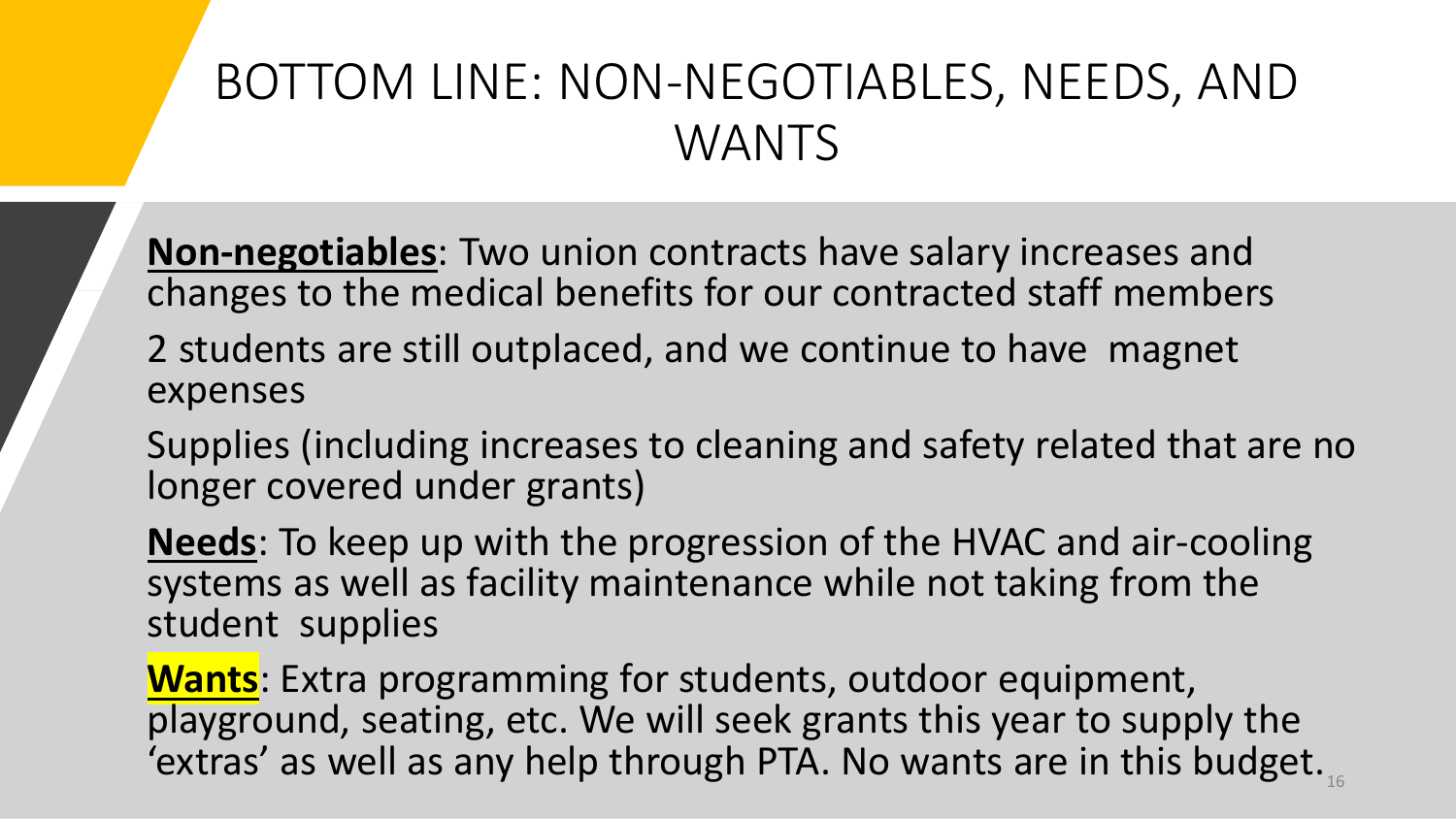# BOTTOM LINE: NON-NEGOTIABLES, NEEDS, AND WANTS

**Non-negotiables**: Two union contracts have salary increases and changes to the medical benefits for our contracted staff members

2 students are still outplaced, and we continue to have magnet expenses

Supplies (including increases to cleaning and safety related that are no longer covered under grants)

**Needs**: To keep up with the progression of the HVAC and air-cooling systems as well as facility maintenance while not taking from the student supplies

**Wants**: Extra programming for students, outdoor equipment, playground, seating, etc. We will seek grants this year to supply the 'extras' as well as any help through PTA. No wants are in this budget.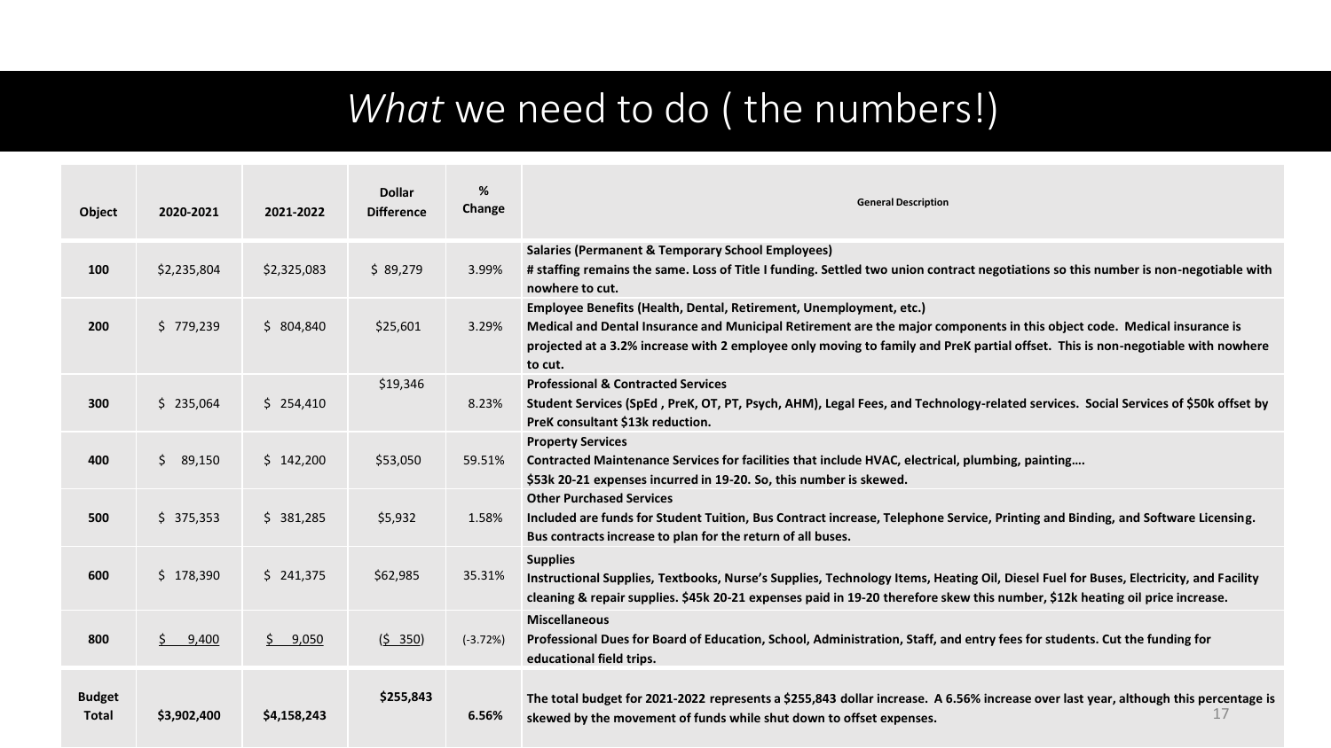# *What* we need to do ( the numbers!)

| Object | 2020-2021 | 2021-2022 | Dollar Difference | % Change | General Description |
|---|---|---|---|---|---|
| 100 | $2,235,804 | $2,325,083 | $ 89,279 | 3.99% | **Salaries (Permanent & Temporary School Employees)** **# staffing remains the same. Loss of Title I funding. Settled two union contract negotiations so this number is non-negotiable with nowhere to cut.** |
| 200 | $ 779,239 | $ 804,840 | $25,601 | 3.29% | **Employee Benefits (Health, Dental, Retirement, Unemployment, etc.)** **Medical and Dental Insurance and Municipal Retirement are the major components in this object code. Medical insurance is projected at a 3.2% increase with 2 employee only moving to family and PreK partial offset. This is non-negotiable with nowhere to cut.** |
| 300 | $ 235,064 | $ 254,410 | $19,346 | 8.23% | **Professional & Contracted Services** **Student Services (SpEd , PreK, OT, PT, Psych, AHM), Legal Fees, and Technology-related services. Social Services of $50k offset by PreK consultant $13k reduction.** |
| 400 | $ 89,150 | $ 142,200 | $53,050 | 59.51% | **Property Services** **Contracted Maintenance Services for facilities that include HVAC, electrical, plumbing, painting….** **$53k 20-21 expenses incurred in 19-20. So, this number is skewed.** |
| 500 | $ 375,353 | $ 381,285 | $5,932 | 1.58% | **Other Purchased Services** **Included are funds for Student Tuition, Bus Contract increase, Telephone Service, Printing and Binding, and Software Licensing. Bus contracts increase to plan for the return of all buses.** |
| 600 | $ 178,390 | $ 241,375 | $62,985 | 35.31% | **Supplies** **Instructional Supplies, Textbooks, Nurse's Supplies, Technology Items, Heating Oil, Diesel Fuel for Buses, Electricity, and Facility cleaning & repair supplies. $45k 20-21 expenses paid in 19-20 therefore skew this number, $12k heating oil price increase.** |
| 800 | $ 9,400 | $ 9,050 | ($ 350) | (-3.72%) | **Miscellaneous** **Professional Dues for Board of Education, School, Administration, Staff, and entry fees for students. Cut the funding for educational field trips.** |
| **Budget Total** | **$3,902,400** | **$4,158,243** | **$255,843** | **6.56%** | **The total budget for 2021-2022 represents a $255,843 dollar increase. A 6.56% increase over last year, although this percentage is skewed by the movement of funds while shut down to offset expenses.** |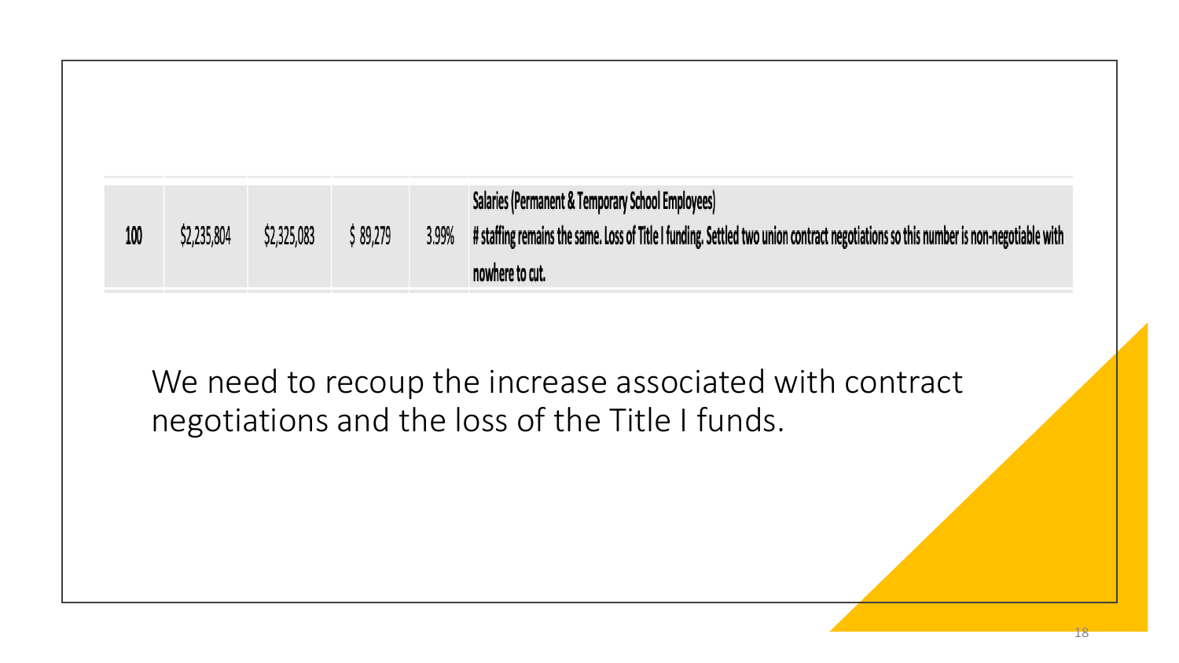| | | | | | |
|---|---|---|---|---|---|
| 100 | $2,235,804 | $2,325,083 | $ 89,279 | 3.99% | Salaries (Permanent & Temporary School Employees) # staffing remains the same. Loss of Title I funding. Settled two union contract negotiations so this number is non-negotiable with nowhere to cut. |

We need to recoup the increase associated with contract negotiations and the loss of the Title I funds.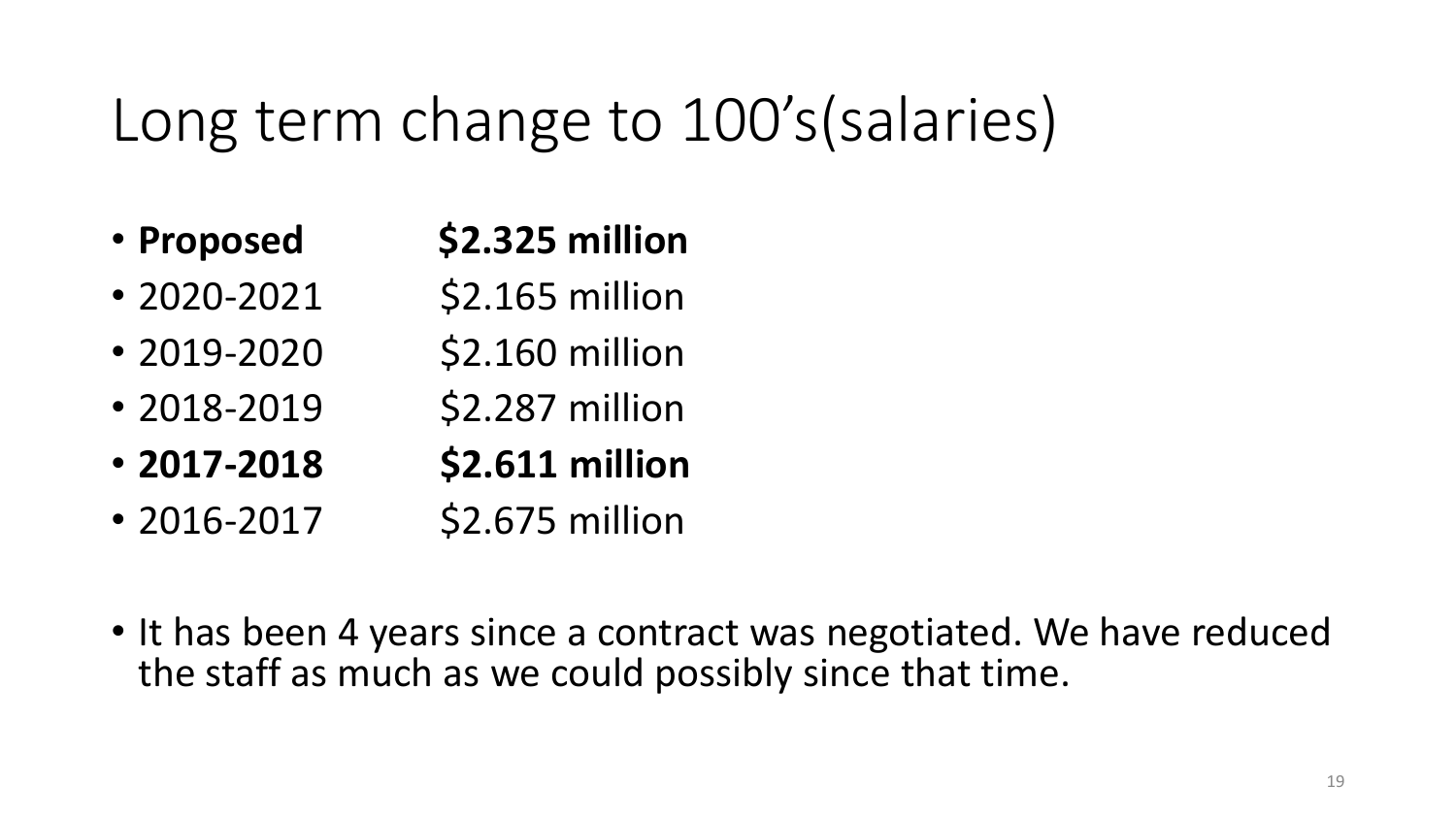# Long term change to 100's(salaries)

- **Proposed** **$2.325 million**
- 2020-2021 $2.165 million
- 2019-2020 $2.160 million
- 2018-2019 $2.287 million
- **2017-2018** **$2.611 million**
- 2016-2017 $2.675 million

- It has been 4 years since a contract was negotiated. We have reduced the staff as much as we could possibly since that time.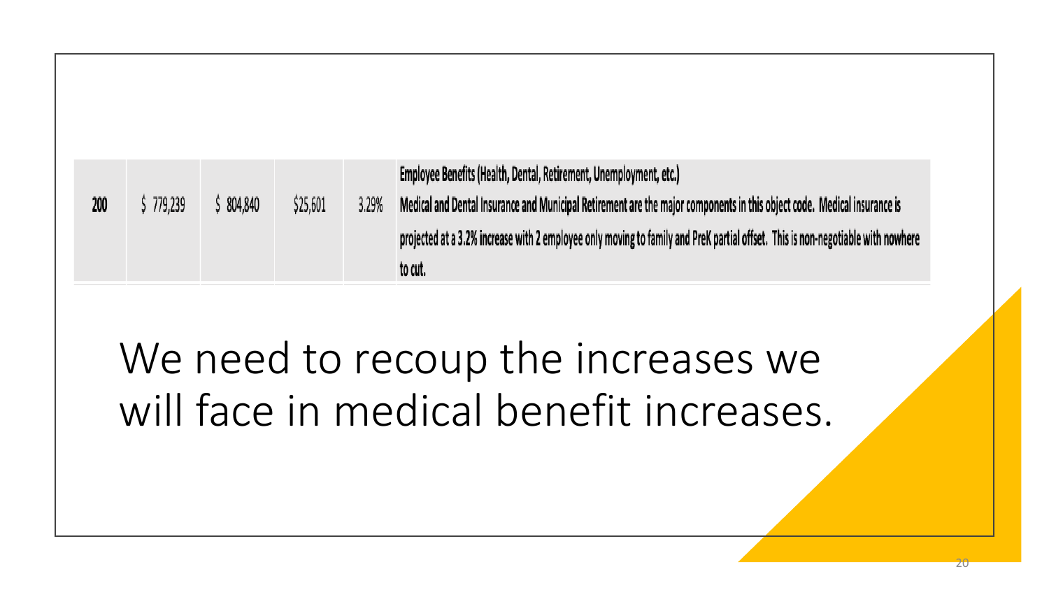| | | | | | |
|---|---|---|---|---|---|
| **200** | $ 779,239 | $ 804,840 | $25,601 | 3.29% | **Employee Benefits (Health, Dental, Retirement, Unemployment, etc.)** Medical and Dental Insurance and Municipal Retirement are the major components in this object code. Medical insurance is projected at a 3.2% increase with 2 employee only moving to family and PreK partial offset. This is non-negotiable with nowhere to cut. |

We need to recoup the increases we will face in medical benefit increases.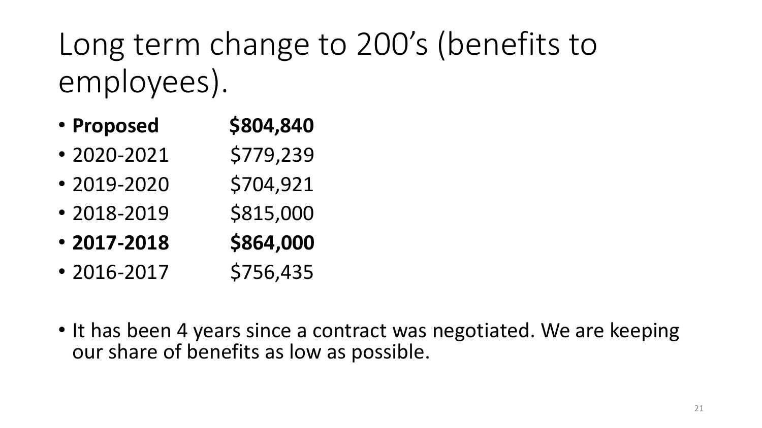# Long term change to 200’s (benefits to employees).

- **Proposed** **$804,840**
- 2020-2021 $779,239
- 2019-2020 $704,921
- 2018-2019 $815,000
- **2017-2018** **$864,000**
- 2016-2017 $756,435

- It has been 4 years since a contract was negotiated. We are keeping our share of benefits as low as possible.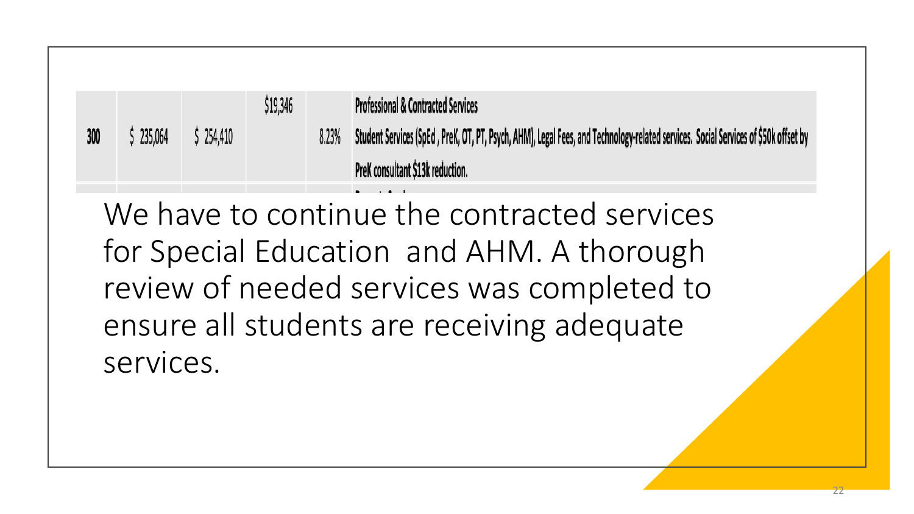| | | | | | |
|---|---|---|---|---|---|
| 300 | $ 235,064 | $ 254,410 | $19,346 | 8.23% | **Professional & Contracted Services** Student Services (SpEd , PreK, OT, PT, Psych, AHM), Legal Fees, and Technology-related services. Social Services of $50k offset by PreK consultant $13k reduction. |

We have to continue the contracted services for Special Education and AHM. A thorough review of needed services was completed to ensure all students are receiving adequate services.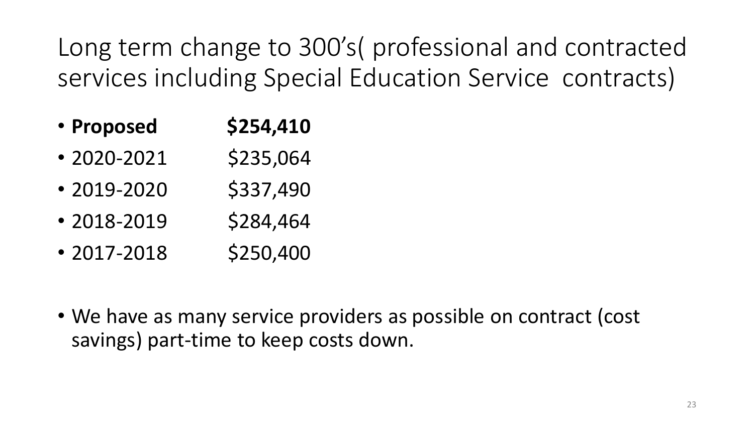# Long term change to 300's( professional and contracted services including Special Education Service contracts)

- **Proposed** **$254,410**
- 2020-2021 $235,064
- 2019-2020 $337,490
- 2018-2019 $284,464
- 2017-2018 $250,400

- We have as many service providers as possible on contract (cost savings) part-time to keep costs down.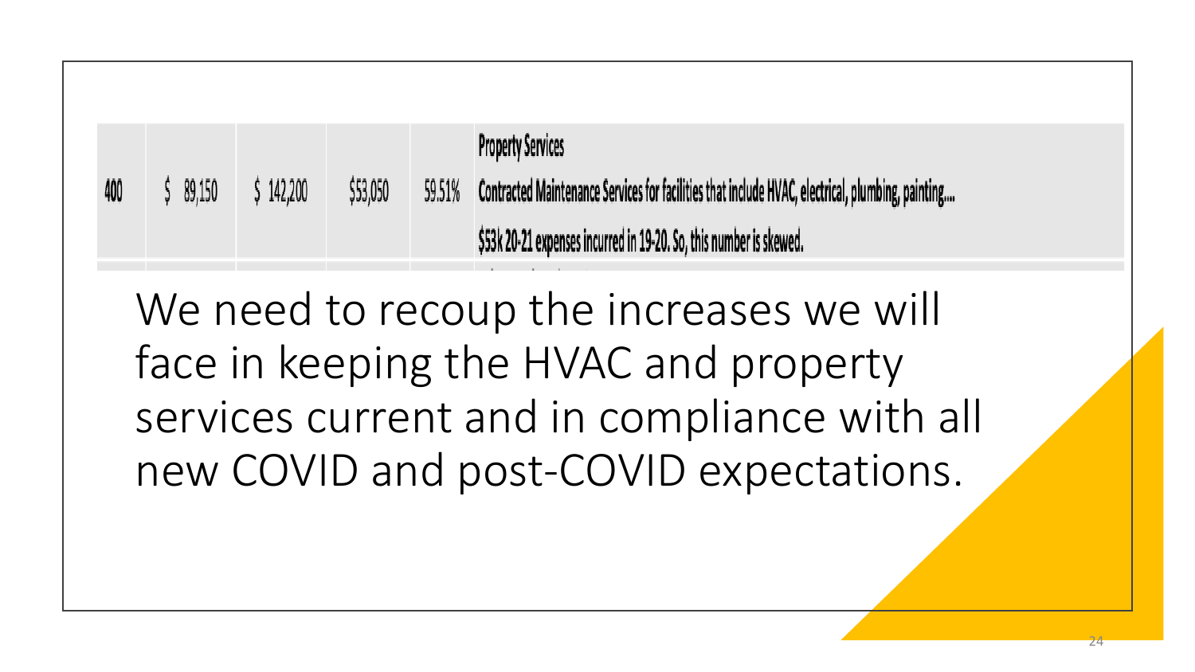| | | | | | |
|---|---|---|---|---|---|
| 400 | $ 89,150 | $ 142,200 | $53,050 | 59.51% | **Property Services**<br>**Contracted Maintenance Services for facilities that include HVAC, electrical, plumbing, painting....**<br>**$53k 20-21 expenses incurred in 19-20. So, this number is skewed.** |

We need to recoup the increases we will face in keeping the HVAC and property services current and in compliance with all new COVID and post-COVID expectations.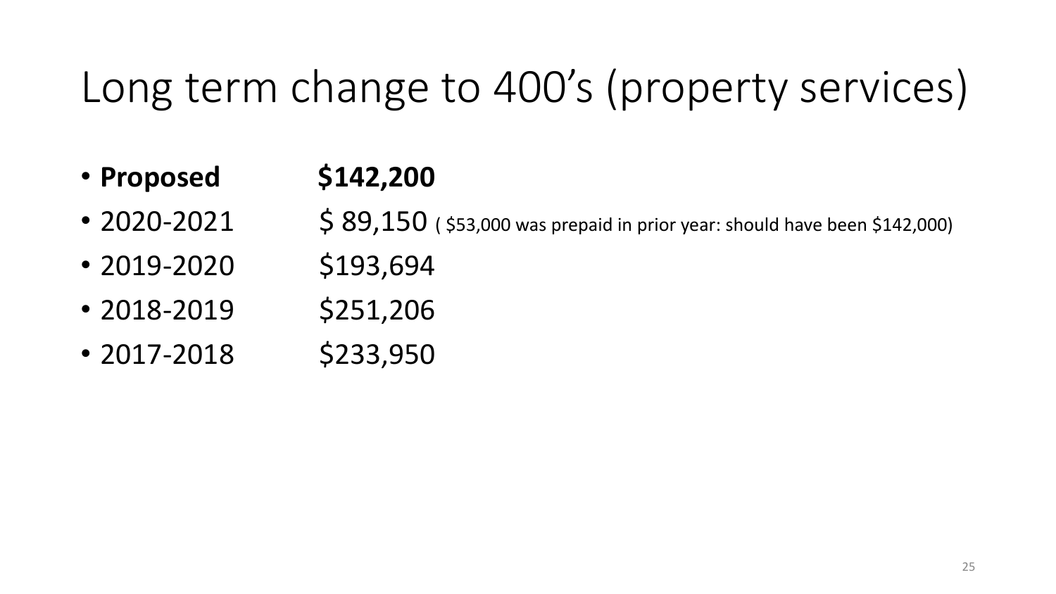# Long term change to 400's (property services)

- **Proposed** **$142,200**
- 2020-2021 $ 89,150 ( $53,000 was prepaid in prior year: should have been $142,000)
- 2019-2020 $193,694
- 2018-2019 $251,206
- 2017-2018 $233,950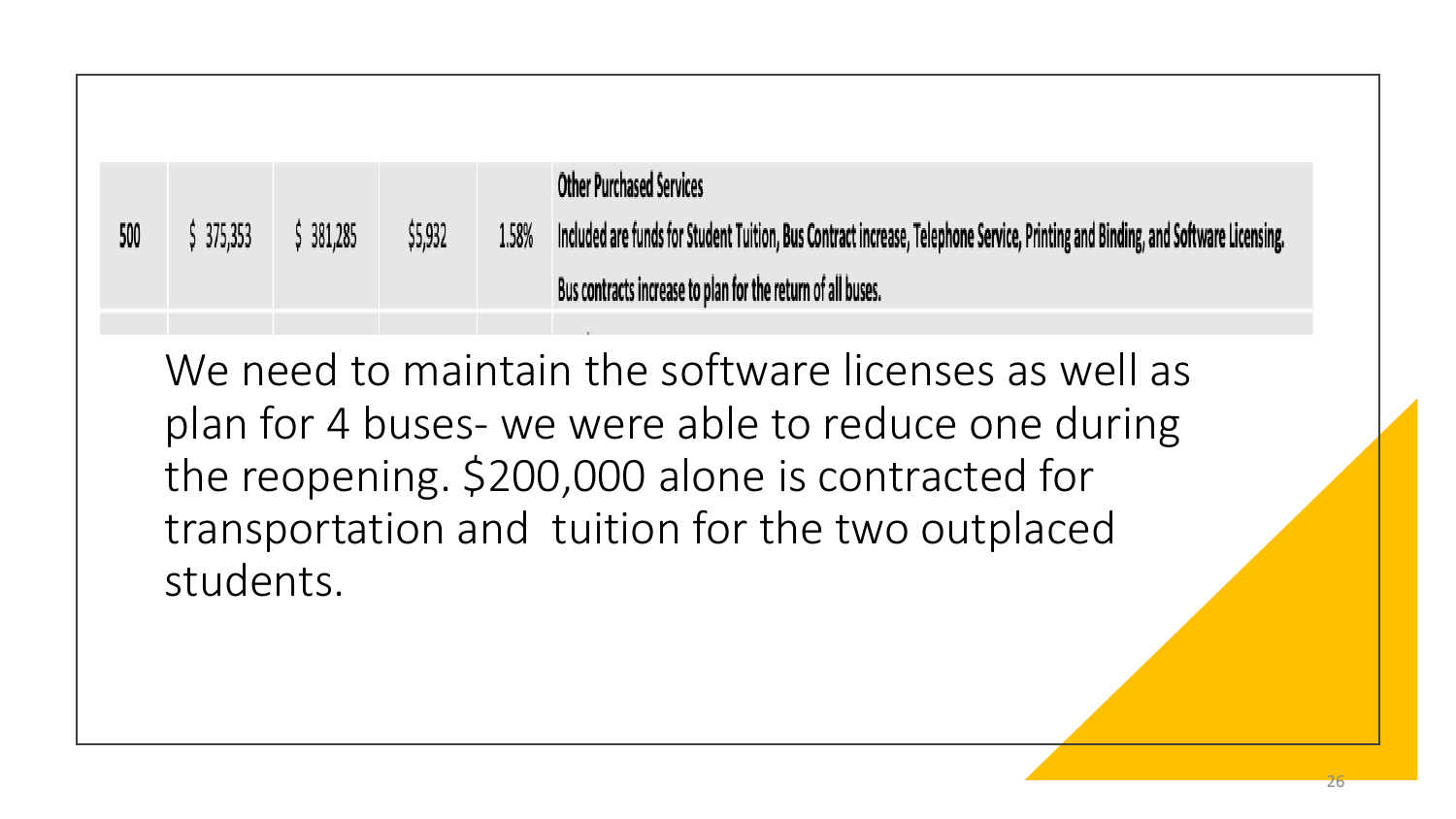| 500 | $ 375,353 | $ 381,285 | $5,932 | 1.58% | **Other Purchased Services**<br>Included are funds for Student Tuition, Bus Contract increase, Telephone Service, Printing and Binding, and Software Licensing.<br>Bus contracts increase to plan for the return of all buses. |
|---|---|---|---|---|---|

We need to maintain the software licenses as well as plan for 4 buses- we were able to reduce one during the reopening. $200,000 alone is contracted for transportation and tuition for the two outplaced students.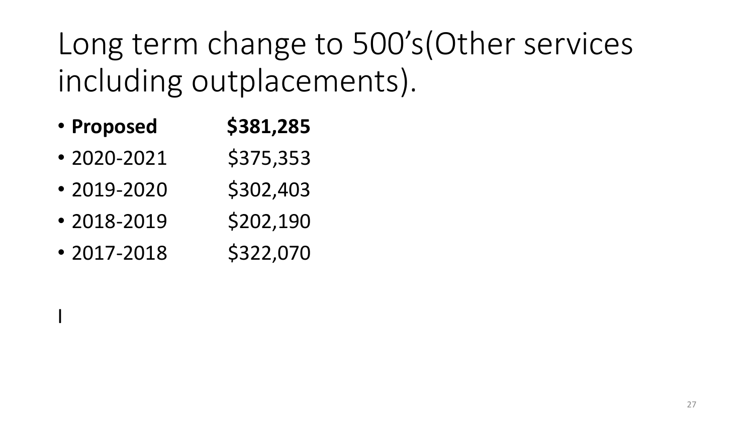# Long term change to 500's(Other services including outplacements).

- **Proposed** **$381,285**
- 2020-2021 $375,353
- 2019-2020 $302,403
- 2018-2019 $202,190
- 2017-2018 $322,070

I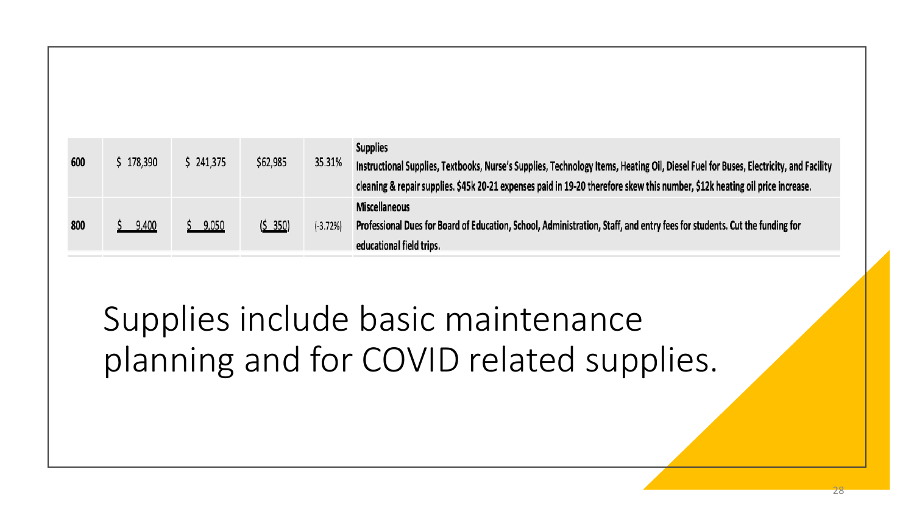| | | | | | |
|---|---|---|---|---|---|
| 600 | $ 178,390 | $ 241,375 | $62,985 | 35.31% | **Supplies**<br>Instructional Supplies, Textbooks, Nurse's Supplies, Technology Items, Heating Oil, Diesel Fuel for Buses, Electricity, and Facility cleaning & repair supplies. $45k 20-21 expenses paid in 19-20 therefore skew this number, $12k heating oil price increase. |
| 800 | $ 9,400 | $ 9,050 | ($ 350) | (-3.72%) | **Miscellaneous**<br>Professional Dues for Board of Education, School, Administration, Staff, and entry fees for students. Cut the funding for educational field trips. |

Supplies include basic maintenance planning and for COVID related supplies.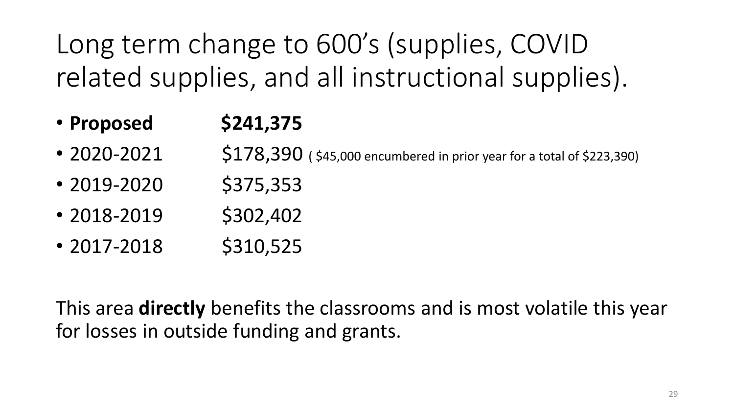# Long term change to 600's (supplies, COVID related supplies, and all instructional supplies).

- **Proposed** **$241,375**
- 2020-2021 $178,390 ( $45,000 encumbered in prior year for a total of $223,390)
- 2019-2020 $375,353
- 2018-2019 $302,402
- 2017-2018 $310,525

This area **directly** benefits the classrooms and is most volatile this year for losses in outside funding and grants.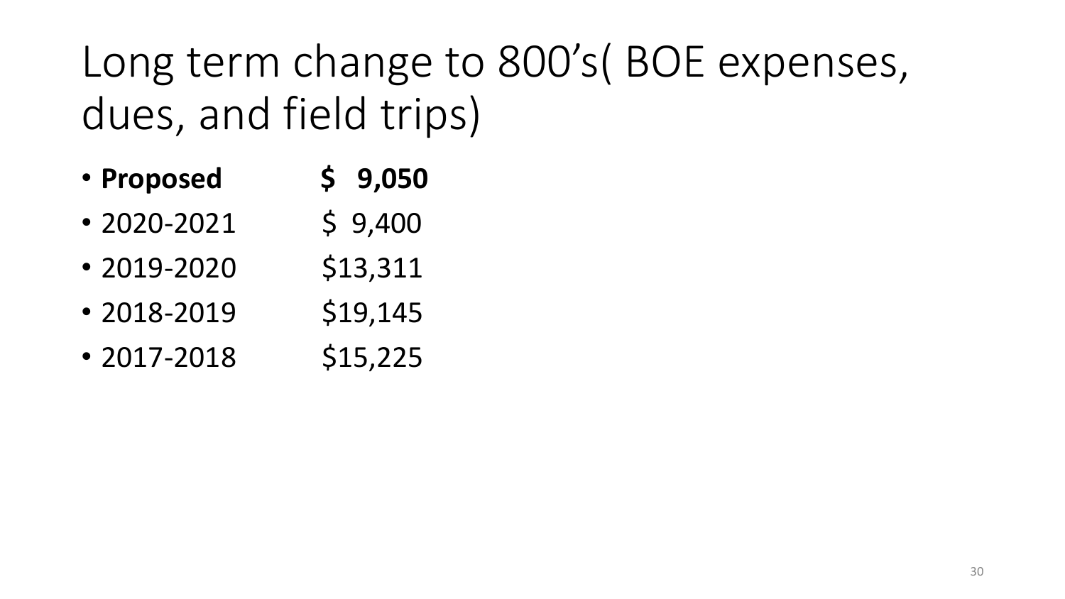# Long term change to 800's( BOE expenses, dues, and field trips)

- **Proposed** **$ 9,050**
- 2020-2021 $ 9,400
- 2019-2020 $13,311
- 2018-2019 $19,145
- 2017-2018 $15,225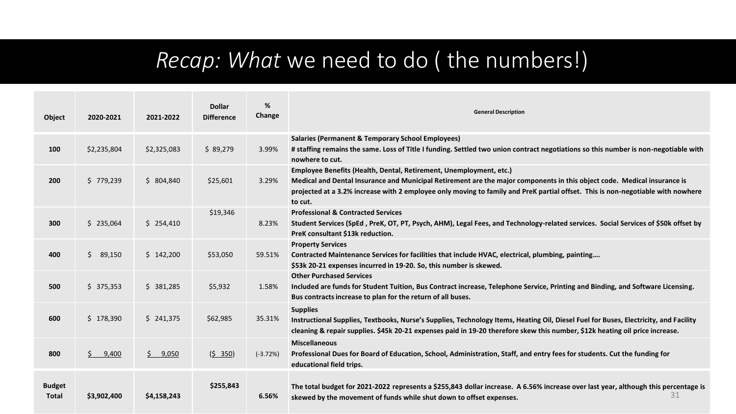# *Recap: What* we need to do ( the numbers!)

| Object | 2020-2021 | 2021-2022 | Dollar Difference | % Change | General Description |
|---|---|---|---|---|---|
| 100 | $2,235,804 | $2,325,083 | $ 89,279 | 3.99% | **Salaries (Permanent & Temporary School Employees)** **# staffing remains the same. Loss of Title I funding. Settled two union contract negotiations so this number is non-negotiable with nowhere to cut.** |
| 200 | $ 779,239 | $ 804,840 | $25,601 | 3.29% | **Employee Benefits (Health, Dental, Retirement, Unemployment, etc.)** **Medical and Dental Insurance and Municipal Retirement are the major components in this object code. Medical insurance is projected at a 3.2% increase with 2 employee only moving to family and PreK partial offset. This is non-negotiable with nowhere to cut.** |
| 300 | $ 235,064 | $ 254,410 | $19,346 | 8.23% | **Professional & Contracted Services** **Student Services (SpEd , PreK, OT, PT, Psych, AHM), Legal Fees, and Technology-related services. Social Services of $50k offset by PreK consultant $13k reduction.** |
| 400 | $ 89,150 | $ 142,200 | $53,050 | 59.51% | **Property Services** **Contracted Maintenance Services for facilities that include HVAC, electrical, plumbing, painting….** **$53k 20-21 expenses incurred in 19-20. So, this number is skewed.** |
| 500 | $ 375,353 | $ 381,285 | $5,932 | 1.58% | **Other Purchased Services** **Included are funds for Student Tuition, Bus Contract increase, Telephone Service, Printing and Binding, and Software Licensing. Bus contracts increase to plan for the return of all buses.** |
| 600 | $ 178,390 | $ 241,375 | $62,985 | 35.31% | **Supplies** **Instructional Supplies, Textbooks, Nurse's Supplies, Technology Items, Heating Oil, Diesel Fuel for Buses, Electricity, and Facility cleaning & repair supplies. $45k 20-21 expenses paid in 19-20 therefore skew this number, $12k heating oil price increase.** |
| 800 | $ 9,400 | $ 9,050 | ($ 350) | (-3.72%) | **Miscellaneous** **Professional Dues for Board of Education, School, Administration, Staff, and entry fees for students. Cut the funding for educational field trips.** |
| **Budget Total** | **$3,902,400** | **$4,158,243** | **$255,843** | **6.56%** | **The total budget for 2021-2022 represents a $255,843 dollar increase. A 6.56% increase over last year, although this percentage is skewed by the movement of funds while shut down to offset expenses.** |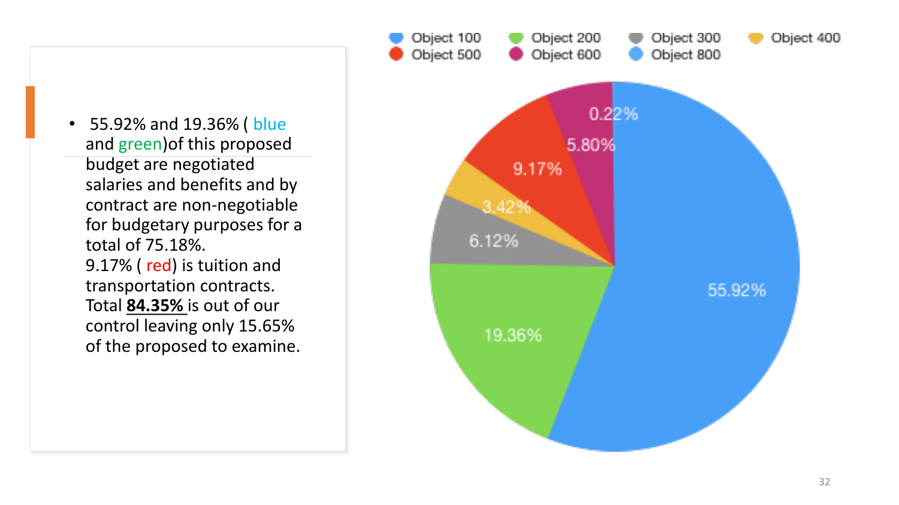- 55.92% and 19.36% ( blue and green)of this proposed budget are negotiated salaries and benefits and by contract are non-negotiable for budgetary purposes for a total of 75.18%.
  9.17% ( red) is tuition and transportation contracts.
  Total **84.35%** is out of our control leaving only 15.65% of the proposed to examine.

Object 100 | Object 200 | Object 300 | Object 400 | Object 500 | Object 600 | Object 800

55.92% | 19.36% | 6.12% | 3.42% | 9.17% | 5.80% | 0.22%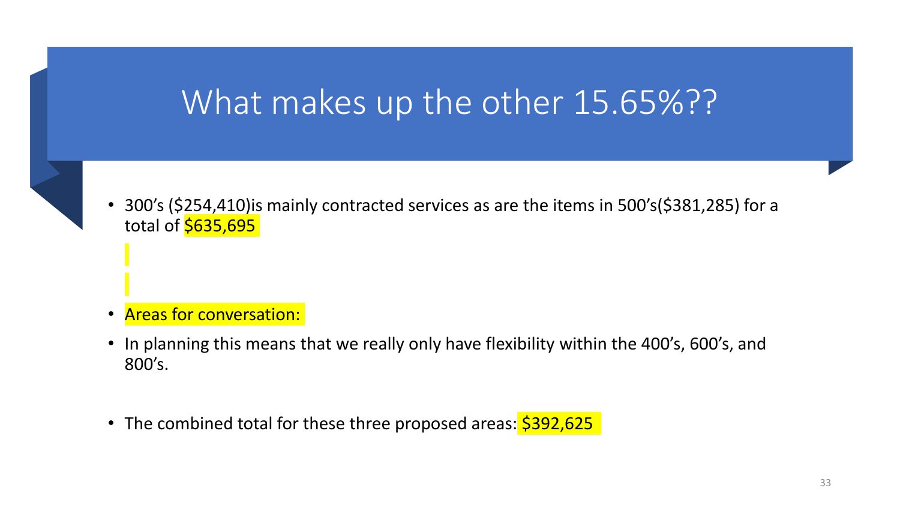# What makes up the other 15.65%??

- 300’s ($254,410)is mainly contracted services as are the items in 500’s($381,285) for a total of $635,695

- Areas for conversation:
- In planning this means that we really only have flexibility within the 400’s, 600’s, and 800’s.

- The combined total for these three proposed areas: $392,625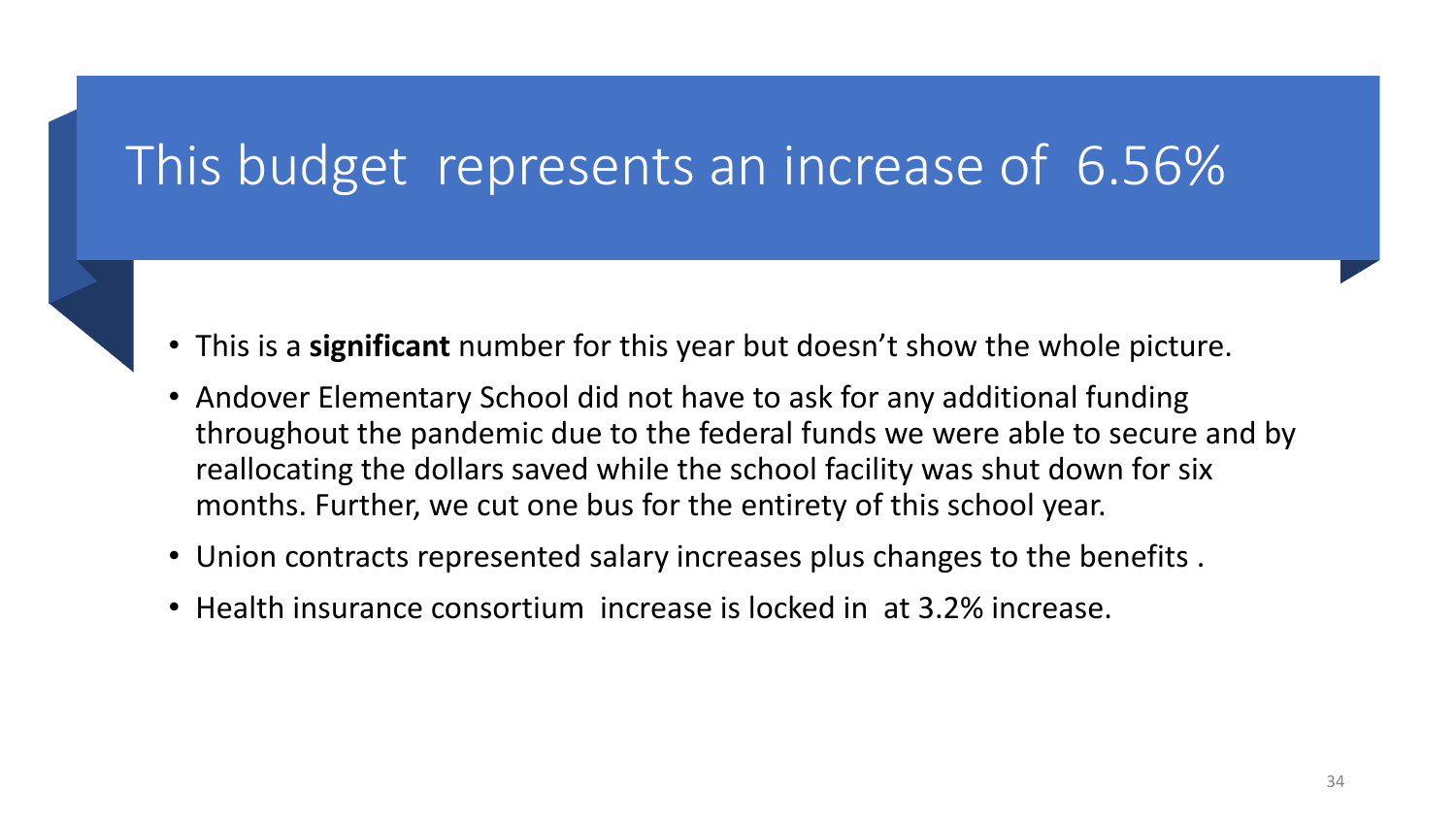# This budget represents an increase of 6.56%

- This is a **significant** number for this year but doesn't show the whole picture.
- Andover Elementary School did not have to ask for any additional funding throughout the pandemic due to the federal funds we were able to secure and by reallocating the dollars saved while the school facility was shut down for six months. Further, we cut one bus for the entirety of this school year.
- Union contracts represented salary increases plus changes to the benefits .
- Health insurance consortium increase is locked in at 3.2% increase.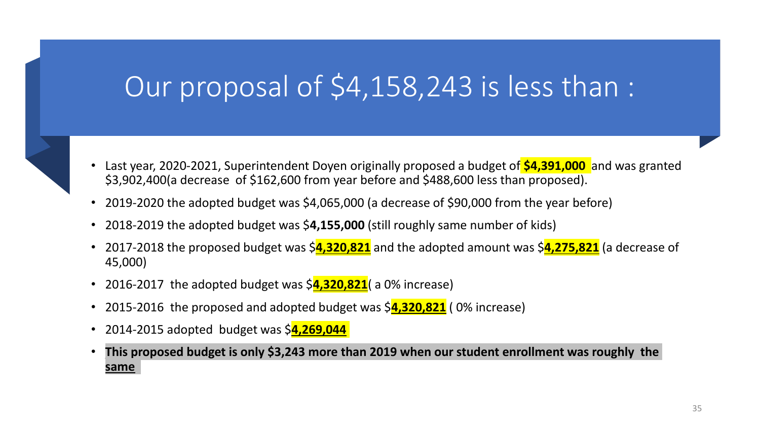# Our proposal of $4,158,243 is less than :

- Last year, 2020-2021, Superintendent Doyen originally proposed a budget of **$4,391,000** and was granted $3,902,400(a decrease of $162,600 from year before and $488,600 less than proposed).
- 2019-2020 the adopted budget was $4,065,000 (a decrease of $90,000 from the year before)
- 2018-2019 the adopted budget was $**4,155,000** (still roughly same number of kids)
- 2017-2018 the proposed budget was $**4,320,821** and the adopted amount was $**4,275,821** (a decrease of 45,000)
- 2016-2017 the adopted budget was $**4,320,821**( a 0% increase)
- 2015-2016 the proposed and adopted budget was $**4,320,821** ( 0% increase)
- 2014-2015 adopted budget was $**4,269,044**
- **This proposed budget is only $3,243 more than 2019 when our student enrollment was roughly the same**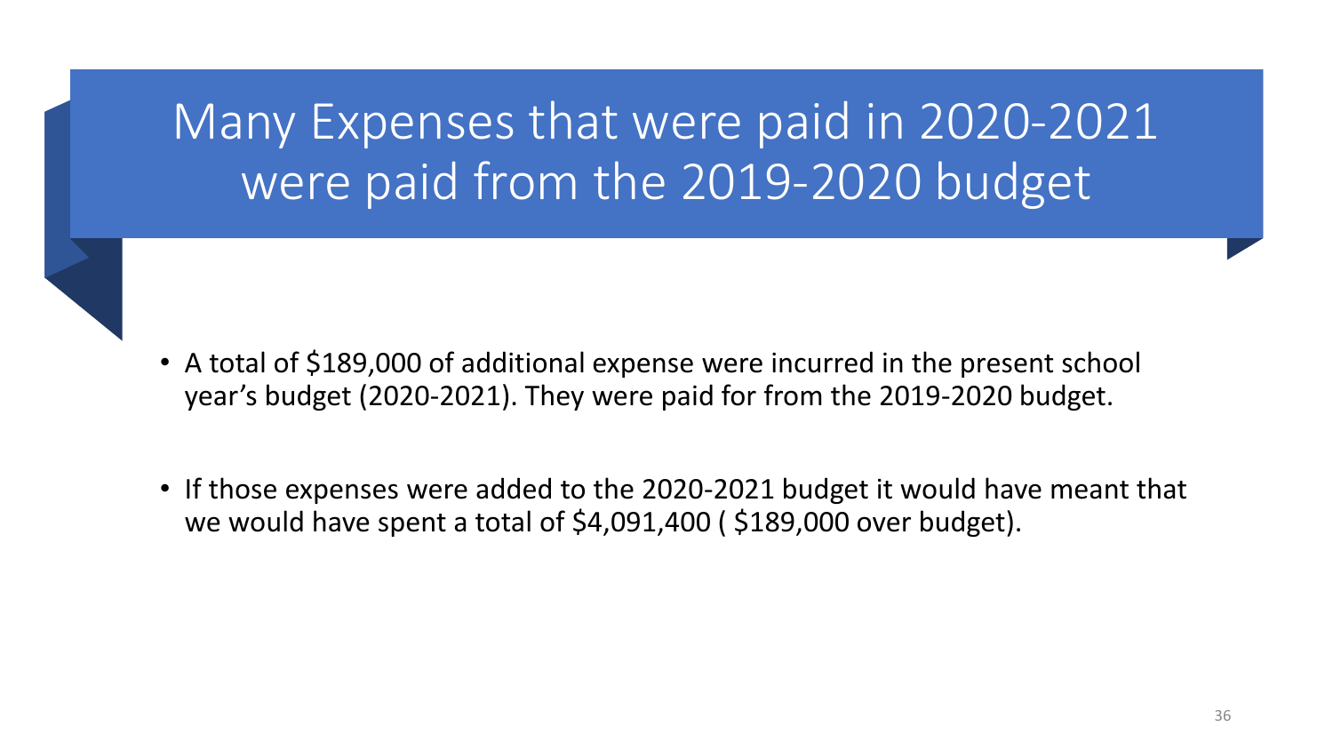# Many Expenses that were paid in 2020-2021 were paid from the 2019-2020 budget

- A total of $189,000 of additional expense were incurred in the present school year's budget (2020-2021). They were paid for from the 2019-2020 budget.

- If those expenses were added to the 2020-2021 budget it would have meant that we would have spent a total of $4,091,400 ( $189,000 over budget).